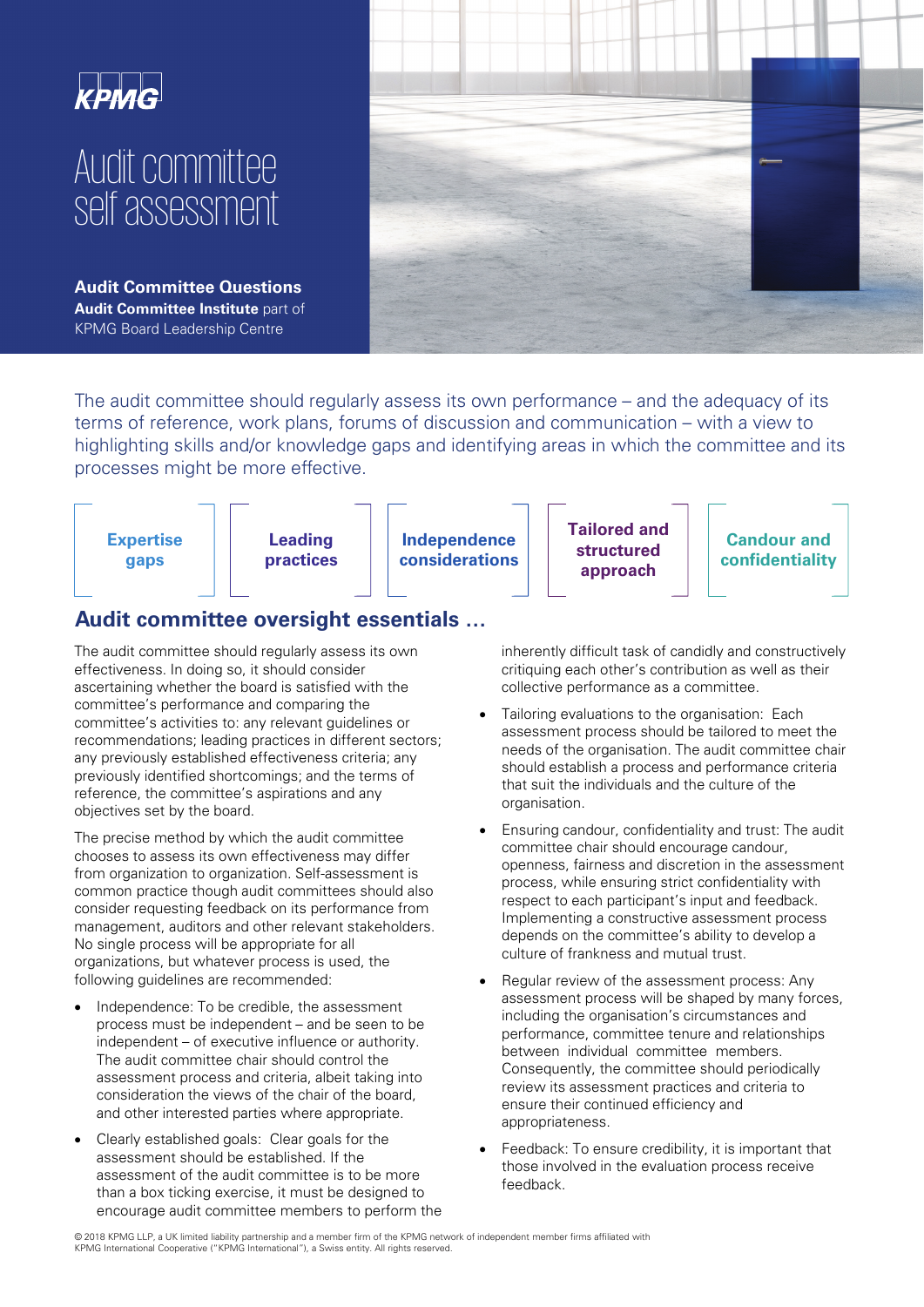KPMG

# Audit committee self assessment

**Audit Committee Questions**
**Audit Committee Institute** part of KPMG Board Leadership Centre

The audit committee should regularly assess its own performance – and the adequacy of its terms of reference, work plans, forums of discussion and communication – with a view to highlighting skills and/or knowledge gaps and identifying areas in which the committee and its processes might be more effective.

**Expertise gaps** | **Leading practices** | **Independence considerations** | **Tailored and structured approach** | **Candour and confidentiality**

## Audit committee oversight essentials …

The audit committee should regularly assess its own effectiveness. In doing so, it should consider ascertaining whether the board is satisfied with the committee's performance and comparing the committee's activities to: any relevant guidelines or recommendations; leading practices in different sectors; any previously established effectiveness criteria; any previously identified shortcomings; and the terms of reference, the committee's aspirations and any objectives set by the board.

The precise method by which the audit committee chooses to assess its own effectiveness may differ from organization to organization. Self-assessment is common practice though audit committees should also consider requesting feedback on its performance from management, auditors and other relevant stakeholders. No single process will be appropriate for all organizations, but whatever process is used, the following guidelines are recommended:

- Independence: To be credible, the assessment process must be independent – and be seen to be independent – of executive influence or authority. The audit committee chair should control the assessment process and criteria, albeit taking into consideration the views of the chair of the board, and other interested parties where appropriate.
- Clearly established goals: Clear goals for the assessment should be established. If the assessment of the audit committee is to be more than a box ticking exercise, it must be designed to encourage audit committee members to perform the inherently difficult task of candidly and constructively critiquing each other's contribution as well as their collective performance as a committee.
- Tailoring evaluations to the organisation: Each assessment process should be tailored to meet the needs of the organisation. The audit committee chair should establish a process and performance criteria that suit the individuals and the culture of the organisation.
- Ensuring candour, confidentiality and trust: The audit committee chair should encourage candour, openness, fairness and discretion in the assessment process, while ensuring strict confidentiality with respect to each participant's input and feedback. Implementing a constructive assessment process depends on the committee's ability to develop a culture of frankness and mutual trust.
- Regular review of the assessment process: Any assessment process will be shaped by many forces, including the organisation's circumstances and performance, committee tenure and relationships between individual committee members. Consequently, the committee should periodically review its assessment practices and criteria to ensure their continued efficiency and appropriateness.
- Feedback: To ensure credibility, it is important that those involved in the evaluation process receive feedback.

© 2018 KPMG LLP, a UK limited liability partnership and a member firm of the KPMG network of independent member firms affiliated with KPMG International Cooperative ("KPMG International"), a Swiss entity. All rights reserved.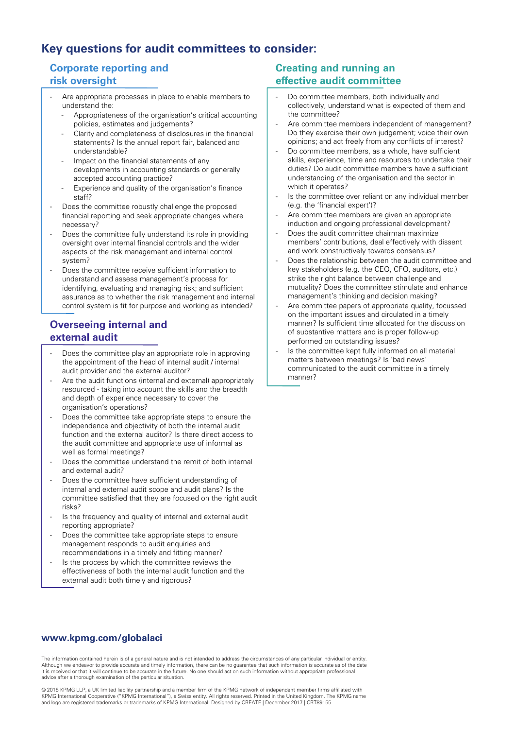# Key questions for audit committees to consider:

## Corporate reporting and risk oversight

- Are appropriate processes in place to enable members to understand the:
  - Appropriateness of the organisation's critical accounting policies, estimates and judgements?
  - Clarity and completeness of disclosures in the financial statements? Is the annual report fair, balanced and understandable?
  - Impact on the financial statements of any developments in accounting standards or generally accepted accounting practice?
  - Experience and quality of the organisation's finance staff?
- Does the committee robustly challenge the proposed financial reporting and seek appropriate changes where necessary?
- Does the committee fully understand its role in providing oversight over internal financial controls and the wider aspects of the risk management and internal control system?
- Does the committee receive sufficient information to understand and assess management's process for identifying, evaluating and managing risk; and sufficient assurance as to whether the risk management and internal control system is fit for purpose and working as intended?

## Overseeing internal and external audit

- Does the committee play an appropriate role in approving the appointment of the head of internal audit / internal audit provider and the external auditor?
- Are the audit functions (internal and external) appropriately resourced - taking into account the skills and the breadth and depth of experience necessary to cover the organisation's operations?
- Does the committee take appropriate steps to ensure the independence and objectivity of both the internal audit function and the external auditor? Is there direct access to the audit committee and appropriate use of informal as well as formal meetings?
- Does the committee understand the remit of both internal and external audit?
- Does the committee have sufficient understanding of internal and external audit scope and audit plans? Is the committee satisfied that they are focused on the right audit risks?
- Is the frequency and quality of internal and external audit reporting appropriate?
- Does the committee take appropriate steps to ensure management responds to audit enquiries and recommendations in a timely and fitting manner?
- Is the process by which the committee reviews the effectiveness of both the internal audit function and the external audit both timely and rigorous?

## Creating and running an effective audit committee

- Do committee members, both individually and collectively, understand what is expected of them and the committee?
- Are committee members independent of management? Do they exercise their own judgement; voice their own opinions; and act freely from any conflicts of interest?
- Do committee members, as a whole, have sufficient skills, experience, time and resources to undertake their duties? Do audit committee members have a sufficient understanding of the organisation and the sector in which it operates?
- Is the committee over reliant on any individual member (e.g. the 'financial expert')?
- Are committee members are given an appropriate induction and ongoing professional development?
- Does the audit committee chairman maximize members' contributions, deal effectively with dissent and work constructively towards consensus?
- Does the relationship between the audit committee and key stakeholders (e.g. the CEO, CFO, auditors, etc.) strike the right balance between challenge and mutuality? Does the committee stimulate and enhance management's thinking and decision making?
- Are committee papers of appropriate quality, focussed on the important issues and circulated in a timely manner? Is sufficient time allocated for the discussion of substantive matters and is proper follow-up performed on outstanding issues?
- Is the committee kept fully informed on all material matters between meetings? Is 'bad news' communicated to the audit committee in a timely manner?

**www.kpmg.com/globalaci**

The information contained herein is of a general nature and is not intended to address the circumstances of any particular individual or entity. Although we endeavor to provide accurate and timely information, there can be no guarantee that such information is accurate as of the date it is received or that it will continue to be accurate in the future. No one should act on such information without appropriate professional advice after a thorough examination of the particular situation.

© 2018 KPMG LLP, a UK limited liability partnership and a member firm of the KPMG network of independent member firms affiliated with KPMG International Cooperative ("KPMG International"), a Swiss entity. All rights reserved. Printed in the United Kingdom. The KPMG name and logo are registered trademarks or trademarks of KPMG International. Designed by CREATE | December 2017 | CRT89155